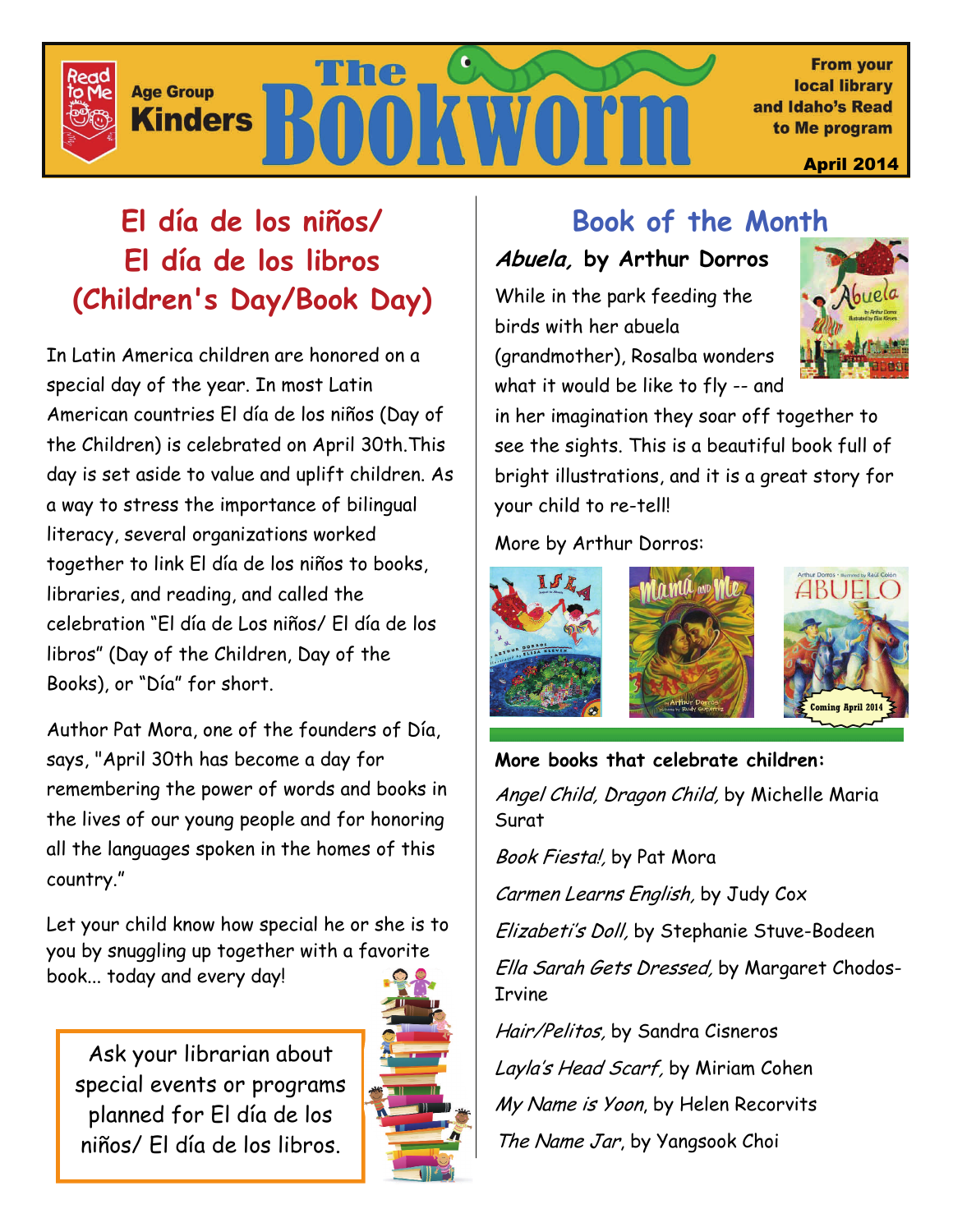Read to Me

Age Group **Kinders**

# The Bookworm

From your local library and Idaho's Read to Me program

April 2014

## El día de los niños/ El día de los libros (Children's Day/Book Day)

In Latin America children are honored on a special day of the year. In most Latin American countries El día de los niños (Day of the Children) is celebrated on April 30th.This day is set aside to value and uplift children. As a way to stress the importance of bilingual literacy, several organizations worked together to link El día de los niños to books, libraries, and reading, and called the celebration "El día de Los niños/ El día de los libros" (Day of the Children, Day of the Books), or "Día" for short.

Author Pat Mora, one of the founders of Día, says, "April 30th has become a day for remembering the power of words and books in the lives of our young people and for honoring all the languages spoken in the homes of this country."

Let your child know how special he or she is to you by snuggling up together with a favorite book... today and every day!

Ask your librarian about special events or programs planned for El día de los niños/ El día de los libros.

## Book of the Month

***Abuela,* by Arthur Dorros**

While in the park feeding the birds with her abuela (grandmother), Rosalba wonders what it would be like to fly -- and in her imagination they soar off together to see the sights. This is a beautiful book full of bright illustrations, and it is a great story for your child to re-tell!

More by Arthur Dorros:

Coming April 2014

**More books that celebrate children:**

*Angel Child, Dragon Child,* by Michelle Maria Surat

*Book Fiesta!,* by Pat Mora

*Carmen Learns English,* by Judy Cox

*Elizabeti's Doll,* by Stephanie Stuve-Bodeen

*Ella Sarah Gets Dressed,* by Margaret Chodos-Irvine

*Hair/Pelitos,* by Sandra Cisneros

*Layla's Head Scarf,* by Miriam Cohen

*My Name is Yoon*, by Helen Recorvits

*The Name Jar*, by Yangsook Choi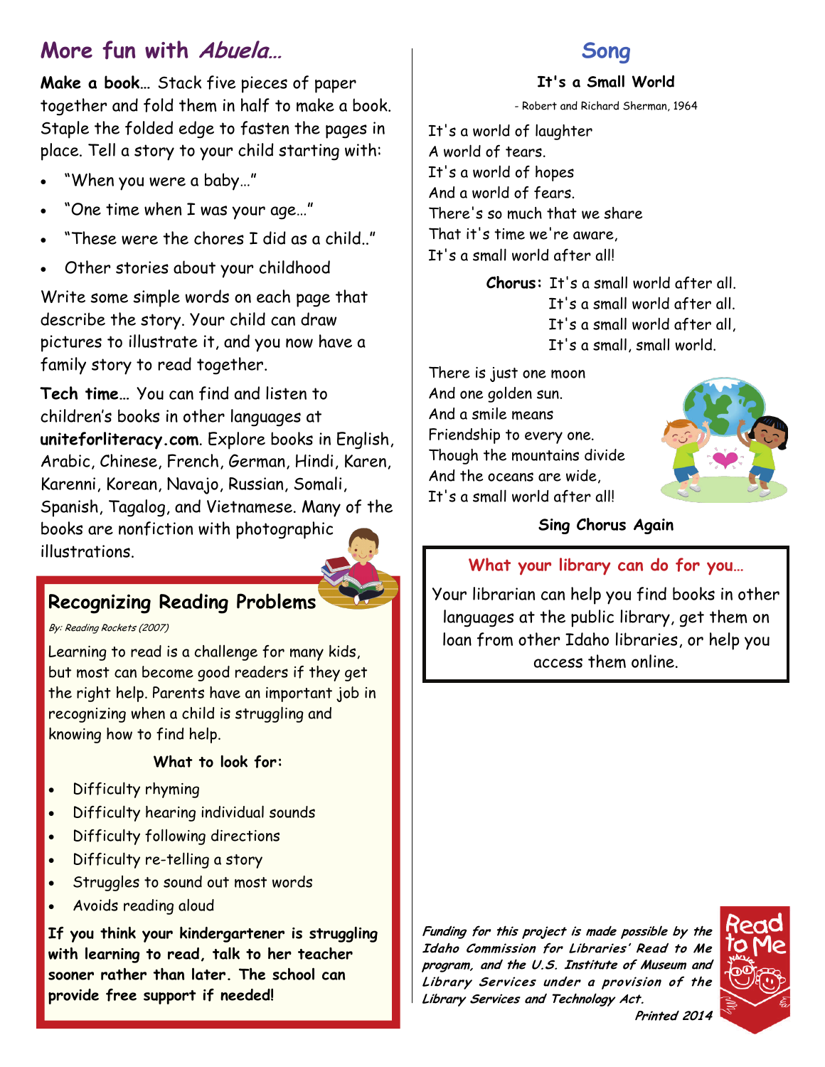## More fun with *Abuela…*

**Make a book…** Stack five pieces of paper together and fold them in half to make a book. Staple the folded edge to fasten the pages in place. Tell a story to your child starting with:

- "When you were a baby…"
- "One time when I was your age…"
- "These were the chores I did as a child.."
- Other stories about your childhood

Write some simple words on each page that describe the story. Your child can draw pictures to illustrate it, and you now have a family story to read together.

**Tech time…** You can find and listen to children's books in other languages at **uniteforliteracy.com**. Explore books in English, Arabic, Chinese, French, German, Hindi, Karen, Karenni, Korean, Navajo, Russian, Somali, Spanish, Tagalog, and Vietnamese. Many of the books are nonfiction with photographic illustrations.

## Recognizing Reading Problems

*By: Reading Rockets (2007)*

Learning to read is a challenge for many kids, but most can become good readers if they get the right help. Parents have an important job in recognizing when a child is struggling and knowing how to find help.

**What to look for:**

- Difficulty rhyming
- Difficulty hearing individual sounds
- Difficulty following directions
- Difficulty re-telling a story
- Struggles to sound out most words
- Avoids reading aloud

**If you think your kindergartener is struggling with learning to read, talk to her teacher sooner rather than later. The school can provide free support if needed!**

## Song

**It's a Small World**

\- Robert and Richard Sherman, 1964

It's a world of laughter  
A world of tears.  
It's a world of hopes  
And a world of fears.  
There's so much that we share  
That it's time we're aware,  
It's a small world after all!

**Chorus:** It's a small world after all.  
It's a small world after all.  
It's a small world after all,  
It's a small, small world.

There is just one moon  
And one golden sun.  
And a smile means  
Friendship to every one.  
Though the mountains divide  
And the oceans are wide,  
It's a small world after all!

**Sing Chorus Again**

### What your library can do for you…

Your librarian can help you find books in other languages at the public library, get them on loan from other Idaho libraries, or help you access them online.

*Funding for this project is made possible by the Idaho Commission for Libraries' Read to Me program, and the U.S. Institute of Museum and Library Services under a provision of the Library Services and Technology Act.*

*Printed 2014*

Read to Me